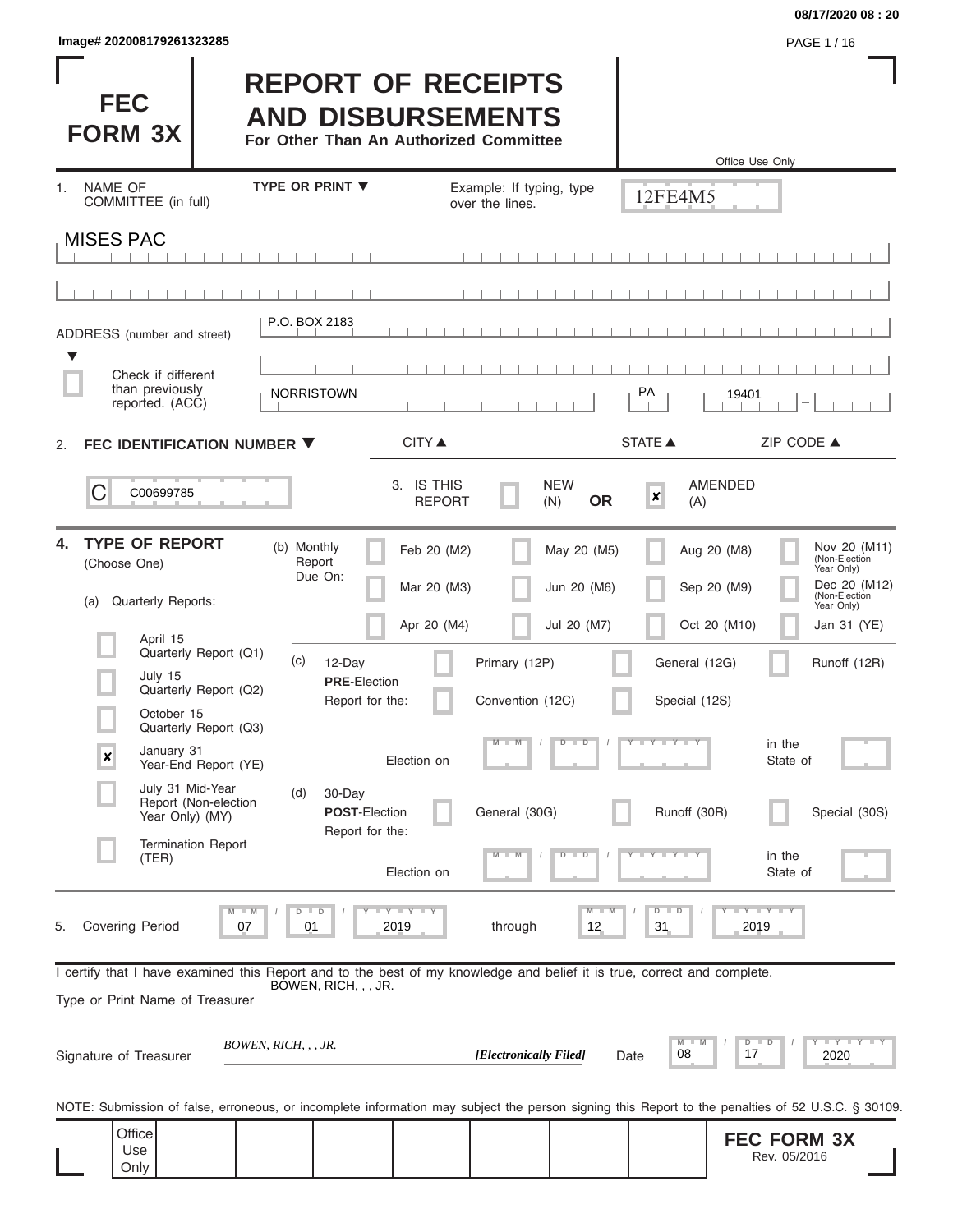08/17/2020 08 : 20

Image# 202008179261323285

# FEC FORM 3X

# REPORT OF RECEIPTS AND DISBURSEMENTS

**For Other Than An Authorized Committee**

Office Use Only

12FE4M5

1. NAME OF COMMITTEE (in full) — TYPE OR PRINT ▼ — Example: If typing, type over the lines.

MISES PAC

ADDRESS (number and street): P.O. BOX 2183

☐ Check if different than previously reported. (ACC)

| CITY ▲ | STATE ▲ | ZIP CODE ▲ |
|---|---|---|
| NORRISTOWN | PA | 19401 |

2. **FEC IDENTIFICATION NUMBER ▼**

C00699785

3. IS THIS REPORT ☐ NEW (N) **OR** ☒ AMENDED (A)

4. **TYPE OF REPORT** (Choose One)

(a) Quarterly Reports:

- ☐ April 15 Quarterly Report (Q1)
- ☐ July 15 Quarterly Report (Q2)
- ☐ October 15 Quarterly Report (Q3)
- ☒ January 31 Year-End Report (YE)
- ☐ July 31 Mid-Year Report (Non-election Year Only) (MY)
- ☐ Termination Report (TER)

(b) Monthly Report Due On:

| | | | |
|---|---|---|---|
| ☐ Feb 20 (M2) | ☐ May 20 (M5) | ☐ Aug 20 (M8) | ☐ Nov 20 (M11) (Non-Election Year Only) |
| ☐ Mar 20 (M3) | ☐ Jun 20 (M6) | ☐ Sep 20 (M9) | ☐ Dec 20 (M12) (Non-Election Year Only) |
| ☐ Apr 20 (M4) | ☐ Jul 20 (M7) | ☐ Oct 20 (M10) | ☐ Jan 31 (YE) |

(c) 12-Day **PRE**-Election Report for the: ☐ Primary (12P) ☐ General (12G) ☐ Runoff (12R) ☐ Convention (12C) ☐ Special (12S)

Election on MM / DD / YYYY in the State of

(d) 30-Day **POST**-Election Report for the: ☐ General (30G) ☐ Runoff (30R) ☐ Special (30S)

Election on MM / DD / YYYY in the State of

5. Covering Period 07 / 01 / 2019 through 12 / 31 / 2019

I certify that I have examined this Report and to the best of my knowledge and belief it is true, correct and complete.

Type or Print Name of Treasurer: BOWEN, RICH, , , JR.

Signature of Treasurer: *BOWEN, RICH, , , JR.* ***[Electronically Filed]*** Date 08 / 17 / 2020

NOTE: Submission of false, erroneous, or incomplete information may subject the person signing this Report to the penalties of 52 U.S.C. § 30109.

Office Use Only

**FEC FORM 3X**
Rev. 05/2016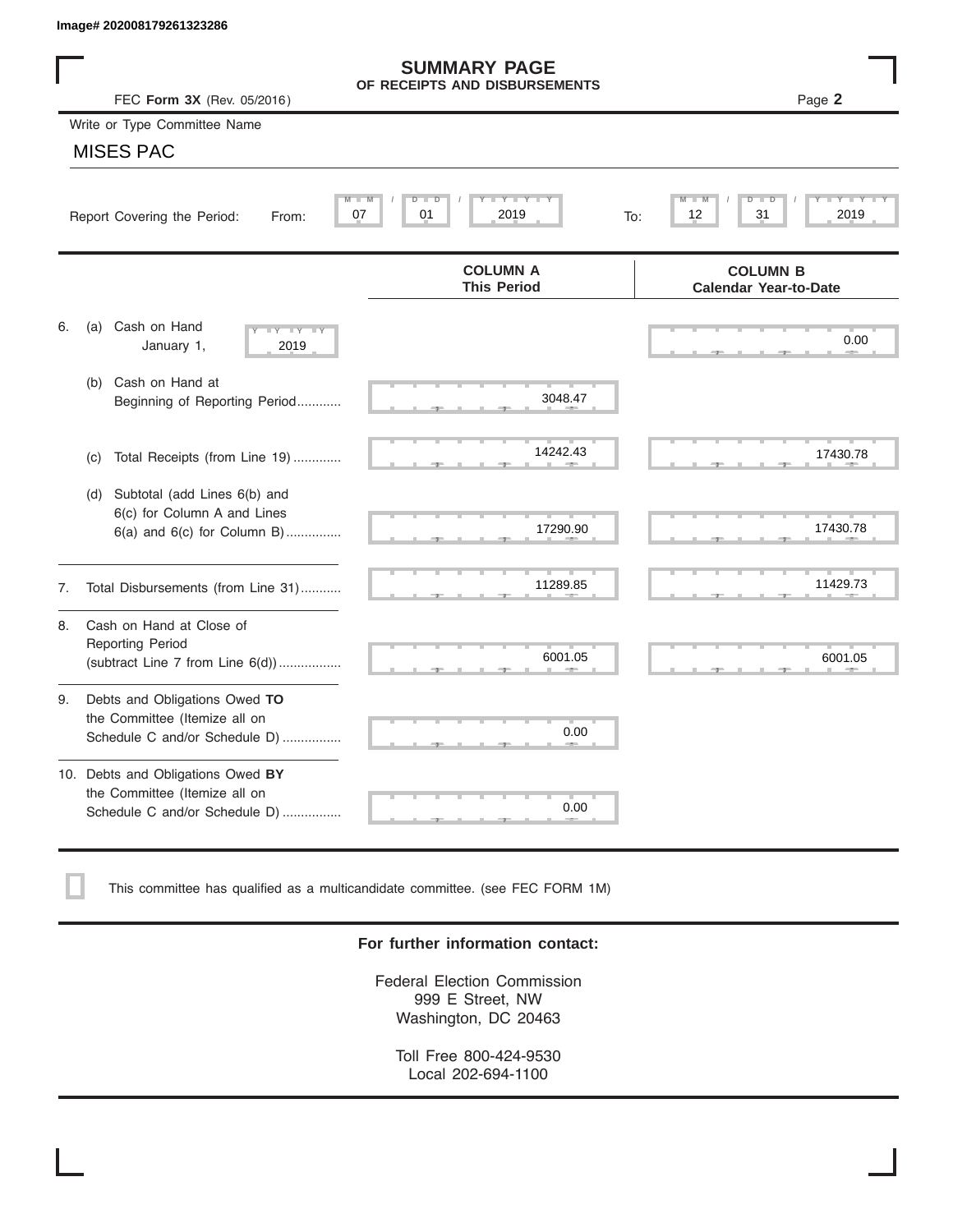Image# 202008179261323286

# SUMMARY PAGE
## OF RECEIPTS AND DISBURSEMENTS

FEC **Form 3X** (Rev. 05/2016)

Page **2**

Write or Type Committee Name

MISES PAC

Report Covering the Period: From: 07 / 01 / 2019 To: 12 / 31 / 2019

| | COLUMN A This Period | COLUMN B Calendar Year-to-Date |
|---|---|---|
| 6. (a) Cash on Hand January 1, 2019 | | 0.00 |
| (b) Cash on Hand at Beginning of Reporting Period............ | 3048.47 | |
| (c) Total Receipts (from Line 19)............. | 14242.43 | 17430.78 |
| (d) Subtotal (add Lines 6(b) and 6(c) for Column A and Lines 6(a) and 6(c) for Column B)............... | 17290.90 | 17430.78 |
| 7. Total Disbursements (from Line 31)........... | 11289.85 | 11429.73 |
| 8. Cash on Hand at Close of Reporting Period (subtract Line 7 from Line 6(d))................. | 6001.05 | 6001.05 |
| 9. Debts and Obligations Owed **TO** the Committee (Itemize all on Schedule C and/or Schedule D)................ | 0.00 | |
| 10. Debts and Obligations Owed **BY** the Committee (Itemize all on Schedule C and/or Schedule D)................ | 0.00 | |

☐ This committee has qualified as a multicandidate committee. (see FEC FORM 1M)

**For further information contact:**

Federal Election Commission
999 E Street, NW
Washington, DC 20463

Toll Free 800-424-9530
Local 202-694-1100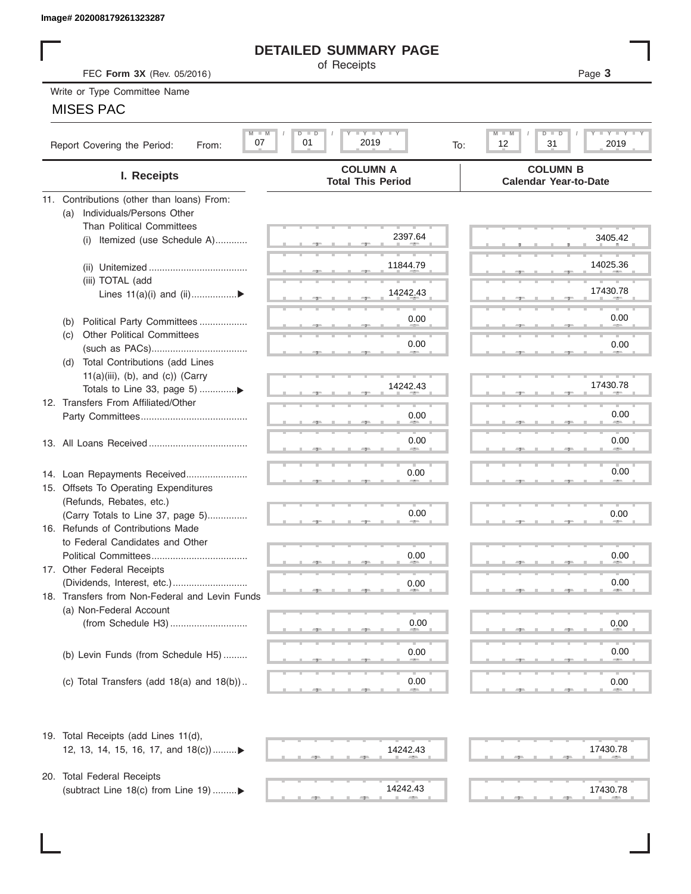Image# 202008179261323287

# DETAILED SUMMARY PAGE

of Receipts

FEC **Form 3X** (Rev. 05/2016)

Write or Type Committee Name

MISES PAC

Report Covering the Period: From: 07 / 01 / 2019 To: 12 / 31 / 2019

| I. Receipts | COLUMN A Total This Period | COLUMN B Calendar Year-to-Date |
|---|---|---|
| 11. Contributions (other than loans) From: | | |
| (a) Individuals/Persons Other Than Political Committees | | |
| (i) Itemized (use Schedule A)............ | 2397.64 | 3405.42 |
| (ii) Unitemized ..................................... | 11844.79 | 14025.36 |
| (iii) TOTAL (add Lines 11(a)(i) and (ii).................▶ | 14242.43 | 17430.78 |
| (b) Political Party Committees .................. | 0.00 | 0.00 |
| (c) Other Political Committees (such as PACs).................................... | 0.00 | 0.00 |
| (d) Total Contributions (add Lines 11(a)(iii), (b), and (c)) (Carry Totals to Line 33, page 5) .............▶ | 14242.43 | 17430.78 |
| 12. Transfers From Affiliated/Other Party Committees........................................ | 0.00 | 0.00 |
| 13. All Loans Received ..................................... | 0.00 | 0.00 |
| 14. Loan Repayments Received....................... | 0.00 | 0.00 |
| 15. Offsets To Operating Expenditures (Refunds, Rebates, etc.) (Carry Totals to Line 37, page 5)............... | 0.00 | 0.00 |
| 16. Refunds of Contributions Made to Federal Candidates and Other Political Committees.................................... | 0.00 | 0.00 |
| 17. Other Federal Receipts (Dividends, Interest, etc.)............................ | 0.00 | 0.00 |
| 18. Transfers from Non-Federal and Levin Funds | | |
| (a) Non-Federal Account (from Schedule H3)............................. | 0.00 | 0.00 |
| (b) Levin Funds (from Schedule H5) ......... | 0.00 | 0.00 |
| (c) Total Transfers (add 18(a) and 18(b)).. | 0.00 | 0.00 |
| 19. Total Receipts (add Lines 11(d), 12, 13, 14, 15, 16, 17, and 18(c))........▶ | 14242.43 | 17430.78 |
| 20. Total Federal Receipts (subtract Line 18(c) from Line 19) .........▶ | 14242.43 | 17430.78 |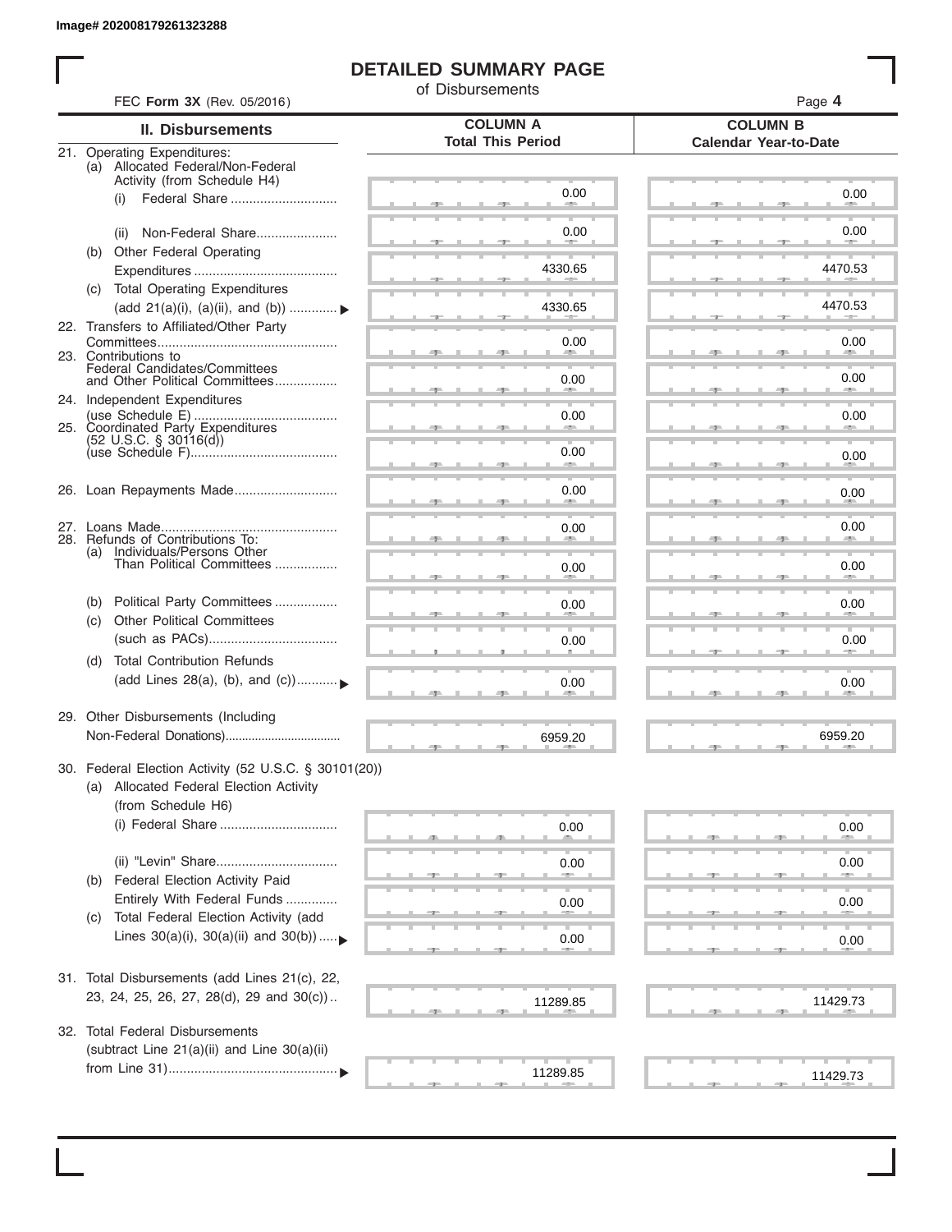Image# 202008179261323288

# DETAILED SUMMARY PAGE

of Disbursements

FEC **Form 3X** (Rev. 05/2016)

| II. Disbursements | COLUMN A Total This Period | COLUMN B Calendar Year-to-Date |
|---|---|---|
| 21. Operating Expenditures: | | |
| (a) Allocated Federal/Non-Federal Activity (from Schedule H4) | | |
| (i) Federal Share | 0.00 | 0.00 |
| (ii) Non-Federal Share | 0.00 | 0.00 |
| (b) Other Federal Operating Expenditures | 4330.65 | 4470.53 |
| (c) Total Operating Expenditures (add 21(a)(i), (a)(ii), and (b)) | 4330.65 | 4470.53 |
| 22. Transfers to Affiliated/Other Party Committees | 0.00 | 0.00 |
| 23. Contributions to Federal Candidates/Committees and Other Political Committees | 0.00 | 0.00 |
| 24. Independent Expenditures (use Schedule E) | 0.00 | 0.00 |
| 25. Coordinated Party Expenditures (52 U.S.C. § 30116(d)) (use Schedule F) | 0.00 | 0.00 |
| 26. Loan Repayments Made | 0.00 | 0.00 |
| 27. Loans Made | 0.00 | 0.00 |
| 28. Refunds of Contributions To: | | |
| (a) Individuals/Persons Other Than Political Committees | 0.00 | 0.00 |
| (b) Political Party Committees | 0.00 | 0.00 |
| (c) Other Political Committees (such as PACs) | 0.00 | 0.00 |
| (d) Total Contribution Refunds (add Lines 28(a), (b), and (c)) | 0.00 | 0.00 |
| 29. Other Disbursements (Including Non-Federal Donations) | 6959.20 | 6959.20 |
| 30. Federal Election Activity (52 U.S.C. § 30101(20)) | | |
| (a) Allocated Federal Election Activity (from Schedule H6) | | |
| (i) Federal Share | 0.00 | 0.00 |
| (ii) "Levin" Share | 0.00 | 0.00 |
| (b) Federal Election Activity Paid Entirely With Federal Funds | 0.00 | 0.00 |
| (c) Total Federal Election Activity (add Lines 30(a)(i), 30(a)(ii) and 30(b)) | 0.00 | 0.00 |
| 31. Total Disbursements (add Lines 21(c), 22, 23, 24, 25, 26, 27, 28(d), 29 and 30(c)) | 11289.85 | 11429.73 |
| 32. Total Federal Disbursements (subtract Line 21(a)(ii) and Line 30(a)(ii) from Line 31) | 11289.85 | 11429.73 |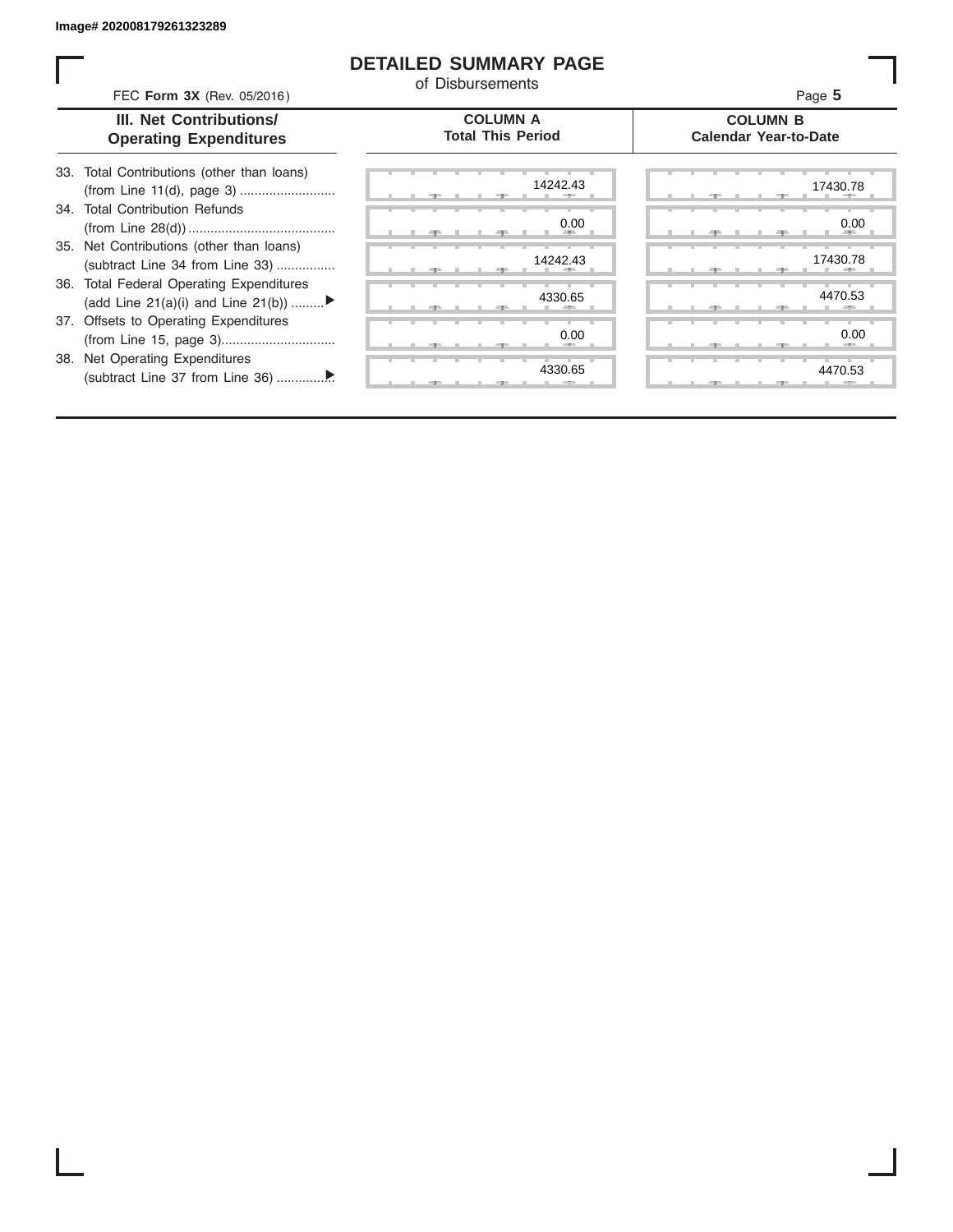Image# 202008179261323289

# DETAILED SUMMARY PAGE

of Disbursements

FEC **Form 3X** (Rev. 05/2016)

| III. Net Contributions/ Operating Expenditures | COLUMN A Total This Period | COLUMN B Calendar Year-to-Date |
|---|---|---|
| 33. Total Contributions (other than loans) (from Line 11(d), page 3) | 14242.43 | 17430.78 |
| 34. Total Contribution Refunds (from Line 28(d)) | 0.00 | 0.00 |
| 35. Net Contributions (other than loans) (subtract Line 34 from Line 33) | 14242.43 | 17430.78 |
| 36. Total Federal Operating Expenditures (add Line 21(a)(i) and Line 21(b)) ▶ | 4330.65 | 4470.53 |
| 37. Offsets to Operating Expenditures (from Line 15, page 3) | 0.00 | 0.00 |
| 38. Net Operating Expenditures (subtract Line 37 from Line 36) ▶ | 4330.65 | 4470.53 |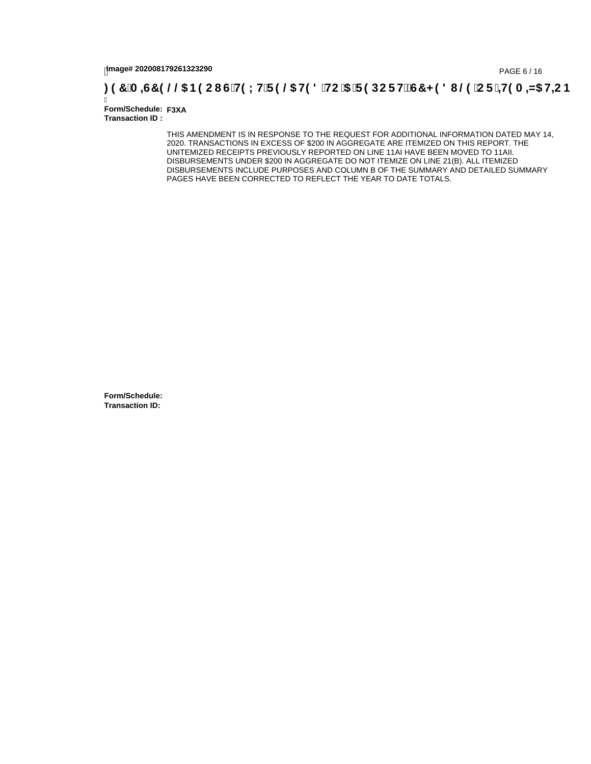**Form/Schedule:** F3XA
**Transaction ID :**

THIS AMENDMENT IS IN RESPONSE TO THE REQUEST FOR ADDITIONAL INFORMATION DATED MAY 14, 2020. TRANSACTIONS IN EXCESS OF $200 IN AGGREGATE ARE ITEMIZED ON THIS REPORT. THE UNITEMIZED RECEIPTS PREVIOUSLY REPORTED ON LINE 11AI HAVE BEEN MOVED TO 11AII. DISBURSEMENTS UNDER $200 IN AGGREGATE DO NOT ITEMIZE ON LINE 21(B). ALL ITEMIZED DISBURSEMENTS INCLUDE PURPOSES AND COLUMN B OF THE SUMMARY AND DETAILED SUMMARY PAGES HAVE BEEN CORRECTED TO REFLECT THE YEAR TO DATE TOTALS.

**Form/Schedule:**
**Transaction ID:**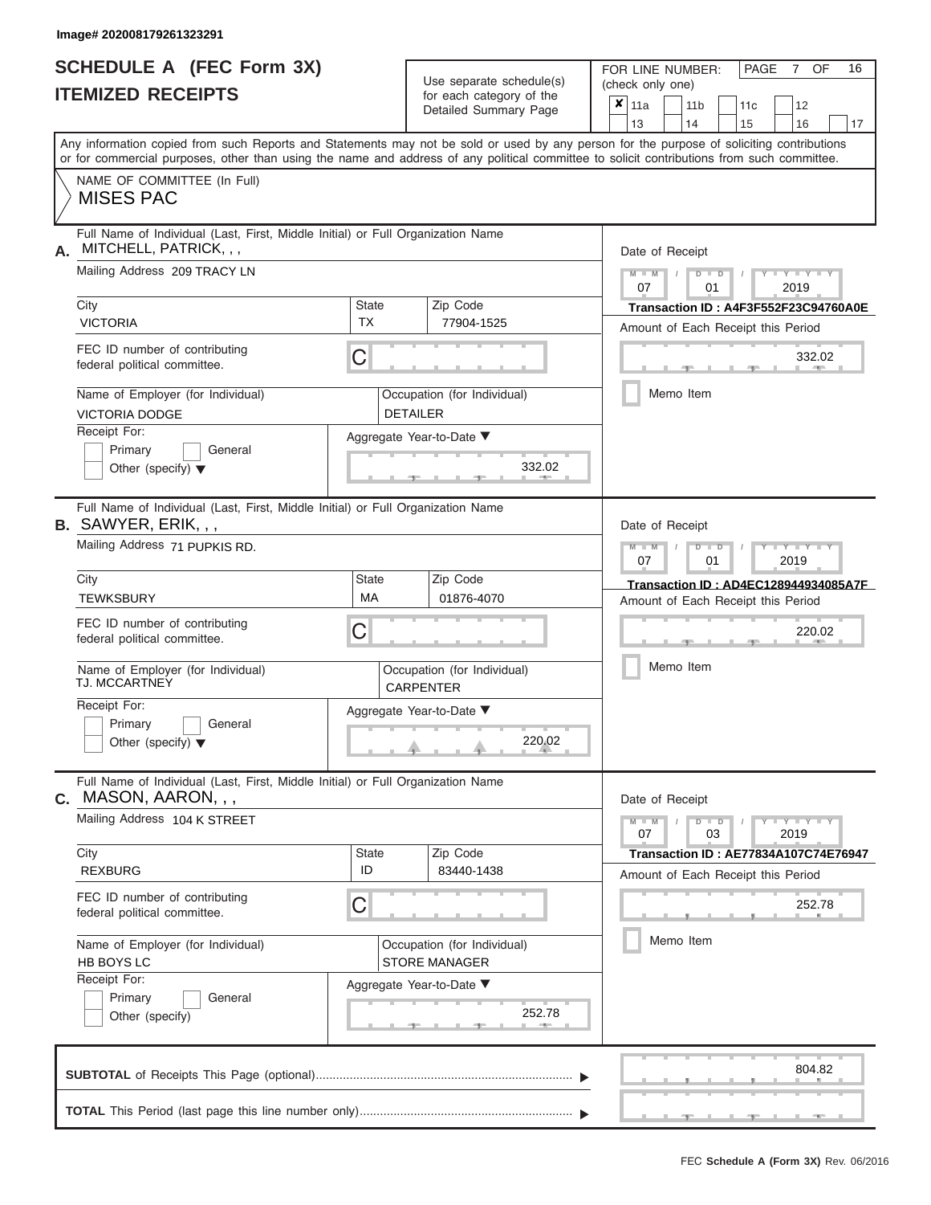Image# 202008179261323291

# SCHEDULE A (FEC Form 3X)
## ITEMIZED RECEIPTS

Use separate schedule(s) for each category of the Detailed Summary Page

FOR LINE NUMBER: (check only one)

- [x] 11a
- [ ] 11b
- [ ] 11c
- [ ] 12
- [ ] 13
- [ ] 14
- [ ] 15
- [ ] 16
- [ ] 17

Any information copied from such Reports and Statements may not be sold or used by any person for the purpose of soliciting contributions or for commercial purposes, other than using the name and address of any political committee to solicit contributions from such committee.

NAME OF COMMITTEE (In Full)
MISES PAC

---

**A.** Full Name of Individual (Last, First, Middle Initial) or Full Organization Name: MITCHELL, PATRICK, , ,

Mailing Address: 209 TRACY LN

| City | State | Zip Code |
|---|---|---|
| VICTORIA | TX | 77904-1525 |

FEC ID number of contributing federal political committee: C

| Name of Employer (for Individual) | Occupation (for Individual) |
|---|---|
| VICTORIA DODGE | DETAILER |

Receipt For: Primary / General / Other (specify)

Aggregate Year-to-Date: 332.02

Date of Receipt: 07 / 01 / 2019

Transaction ID : A4F3F552F23C94760A0E

Amount of Each Receipt this Period: 332.02

Memo Item

---

**B.** Full Name of Individual (Last, First, Middle Initial) or Full Organization Name: SAWYER, ERIK, , ,

Mailing Address: 71 PUPKIS RD.

| City | State | Zip Code |
|---|---|---|
| TEWKSBURY | MA | 01876-4070 |

FEC ID number of contributing federal political committee: C

| Name of Employer (for Individual) | Occupation (for Individual) |
|---|---|
| TJ. MCCARTNEY | CARPENTER |

Receipt For: Primary / General / Other (specify)

Aggregate Year-to-Date: 220.02

Date of Receipt: 07 / 01 / 2019

Transaction ID : AD4EC128944934085A7F

Amount of Each Receipt this Period: 220.02

Memo Item

---

**C.** Full Name of Individual (Last, First, Middle Initial) or Full Organization Name: MASON, AARON, , ,

Mailing Address: 104 K STREET

| City | State | Zip Code |
|---|---|---|
| REXBURG | ID | 83440-1438 |

FEC ID number of contributing federal political committee: C

| Name of Employer (for Individual) | Occupation (for Individual) |
|---|---|
| HB BOYS LC | STORE MANAGER |

Receipt For: Primary / General / Other (specify)

Aggregate Year-to-Date: 252.78

Date of Receipt: 07 / 03 / 2019

Transaction ID : AE77834A107C74E76947

Amount of Each Receipt this Period: 252.78

Memo Item

---

**SUBTOTAL** of Receipts This Page (optional): 804.82

**TOTAL** This Period (last page this line number only):

FEC Schedule A (Form 3X) Rev. 06/2016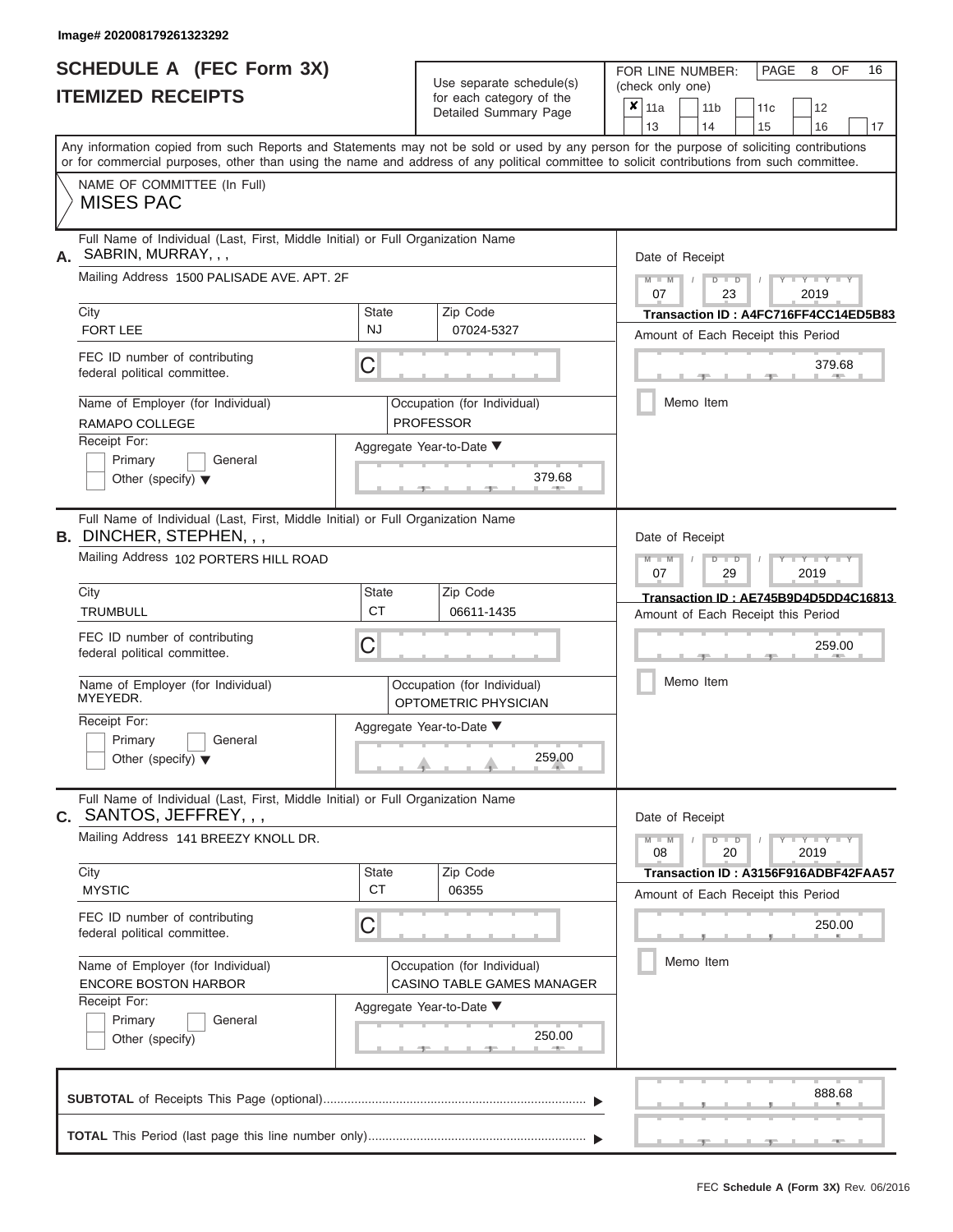Image# 202008179261323292

# SCHEDULE A (FEC Form 3X)
# ITEMIZED RECEIPTS

Use separate schedule(s) for each category of the Detailed Summary Page

FOR LINE NUMBER: (check only one)

- [x] 11a
- [ ] 11b
- [ ] 11c
- [ ] 12
- [ ] 13
- [ ] 14
- [ ] 15
- [ ] 16
- [ ] 17

PAGE 8 OF 16

Any information copied from such Reports and Statements may not be sold or used by any person for the purpose of soliciting contributions or for commercial purposes, other than using the name and address of any political committee to solicit contributions from such committee.

NAME OF COMMITTEE (In Full)

MISES PAC

---

**A.** Full Name of Individual (Last, First, Middle Initial) or Full Organization Name: SABRIN, MURRAY, , ,

Mailing Address: 1500 PALISADE AVE. APT. 2F

| City | State | Zip Code |
|---|---|---|
| FORT LEE | NJ | 07024-5327 |

FEC ID number of contributing federal political committee: C

Name of Employer (for Individual): RAMAPO COLLEGE

Occupation (for Individual): PROFESSOR

Receipt For: [ ] Primary [ ] General [ ] Other (specify)

Aggregate Year-to-Date: 379.68

Date of Receipt: 07 / 23 / 2019

Transaction ID : A4FC716FF4CC14ED5B83

Amount of Each Receipt this Period: 379.68

[ ] Memo Item

---

**B.** Full Name of Individual (Last, First, Middle Initial) or Full Organization Name: DINCHER, STEPHEN, , ,

Mailing Address: 102 PORTERS HILL ROAD

| City | State | Zip Code |
|---|---|---|
| TRUMBULL | CT | 06611-1435 |

FEC ID number of contributing federal political committee: C

Name of Employer (for Individual): MYEYEDR.

Occupation (for Individual): OPTOMETRIC PHYSICIAN

Receipt For: [ ] Primary [ ] General [ ] Other (specify)

Aggregate Year-to-Date: 259.00

Date of Receipt: 07 / 29 / 2019

Transaction ID : AE745B9D4D5DD4C16813

Amount of Each Receipt this Period: 259.00

[ ] Memo Item

---

**C.** Full Name of Individual (Last, First, Middle Initial) or Full Organization Name: SANTOS, JEFFREY, , ,

Mailing Address: 141 BREEZY KNOLL DR.

| City | State | Zip Code |
|---|---|---|
| MYSTIC | CT | 06355 |

FEC ID number of contributing federal political committee: C

Name of Employer (for Individual): ENCORE BOSTON HARBOR

Occupation (for Individual): CASINO TABLE GAMES MANAGER

Receipt For: [ ] Primary [ ] General [ ] Other (specify)

Aggregate Year-to-Date: 250.00

Date of Receipt: 08 / 20 / 2019

Transaction ID : A3156F916ADBF42FAA57

Amount of Each Receipt this Period: 250.00

[ ] Memo Item

---

**SUBTOTAL** of Receipts This Page (optional): 888.68

**TOTAL** This Period (last page this line number only):

FEC Schedule A (Form 3X) Rev. 06/2016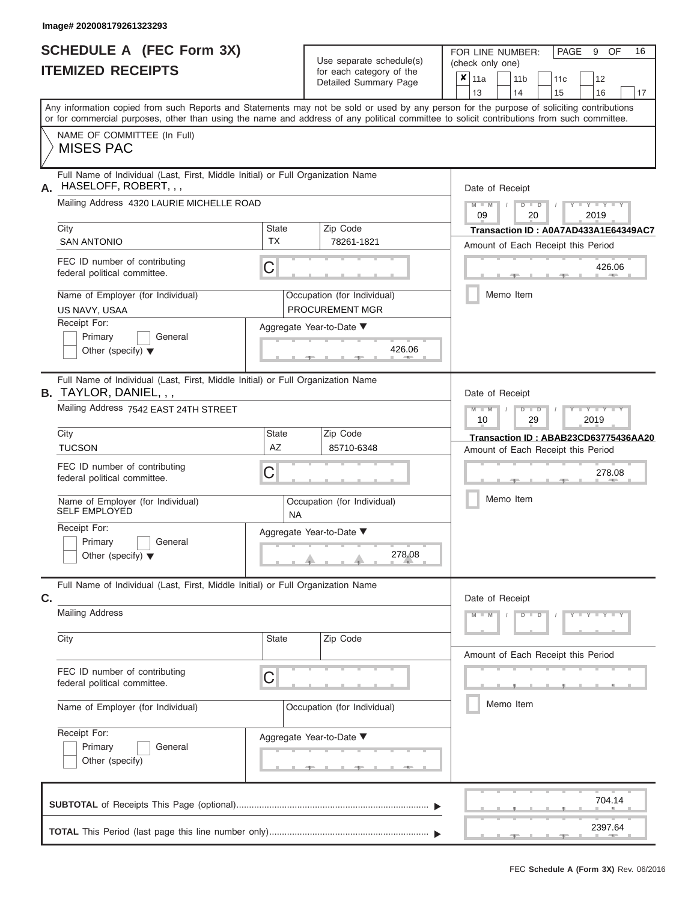Image# 202008179261323293

# SCHEDULE A (FEC Form 3X)
## ITEMIZED RECEIPTS

Use separate schedule(s) for each category of the Detailed Summary Page

FOR LINE NUMBER: (check only one)

- [x] 11a
- [ ] 11b
- [ ] 11c
- [ ] 12
- [ ] 13
- [ ] 14
- [ ] 15
- [ ] 16
- [ ] 17

PAGE 9 OF 16

Any information copied from such Reports and Statements may not be sold or used by any person for the purpose of soliciting contributions or for commercial purposes, other than using the name and address of any political committee to solicit contributions from such committee.

NAME OF COMMITTEE (In Full)
MISES PAC

---

**A.** Full Name of Individual (Last, First, Middle Initial) or Full Organization Name: HASELOFF, ROBERT, , ,

Mailing Address: 4320 LAURIE MICHELLE ROAD

City: SAN ANTONIO | State: TX | Zip Code: 78261-1821

FEC ID number of contributing federal political committee: C

Name of Employer (for Individual): US NAVY, USAA

Occupation (for Individual): PROCUREMENT MGR

Receipt For: Primary / General / Other (specify)

Aggregate Year-to-Date: 426.06

Date of Receipt: 09 / 20 / 2019

Transaction ID : A0A7AD433A1E64349AC7

Amount of Each Receipt this Period: 426.06

Memo Item

---

**B.** Full Name of Individual (Last, First, Middle Initial) or Full Organization Name: TAYLOR, DANIEL, , ,

Mailing Address: 7542 EAST 24TH STREET

City: TUCSON | State: AZ | Zip Code: 85710-6348

FEC ID number of contributing federal political committee: C

Name of Employer (for Individual): SELF EMPLOYED

Occupation (for Individual): NA

Receipt For: Primary / General / Other (specify)

Aggregate Year-to-Date: 278.08

Date of Receipt: 10 / 29 / 2019

Transaction ID : ABAB23CD63775436AA20

Amount of Each Receipt this Period: 278.08

Memo Item

---

**C.** Full Name of Individual (Last, First, Middle Initial) or Full Organization Name:

Mailing Address

City | State | Zip Code

FEC ID number of contributing federal political committee: C

Name of Employer (for Individual)

Occupation (for Individual)

Receipt For: Primary / General / Other (specify)

Aggregate Year-to-Date

Date of Receipt

Amount of Each Receipt this Period

Memo Item

---

**SUBTOTAL** of Receipts This Page (optional): 704.14

**TOTAL** This Period (last page this line number only): 2397.64

FEC Schedule A (Form 3X) Rev. 06/2016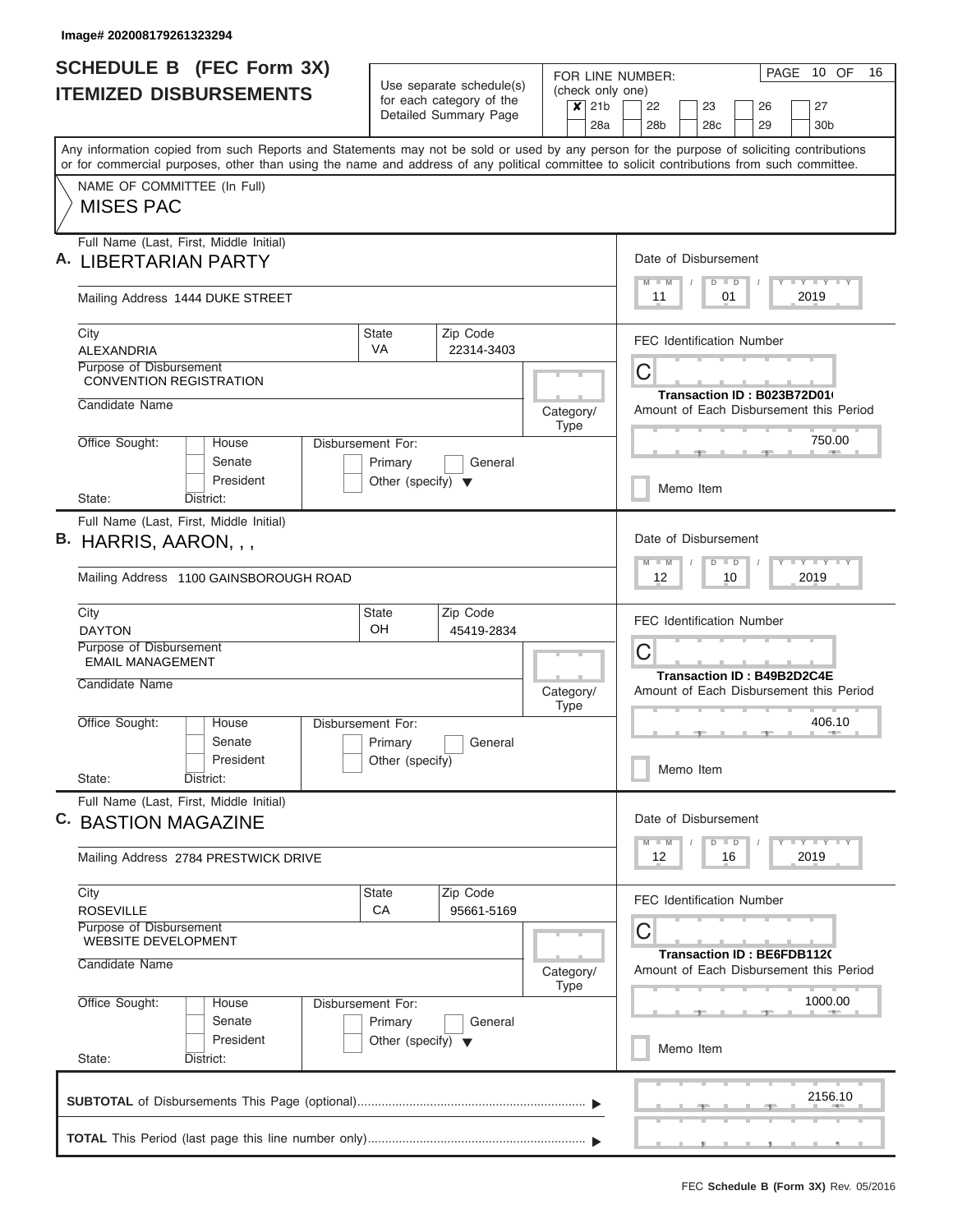Image# 202008179261323294

# SCHEDULE B (FEC Form 3X)
## ITEMIZED DISBURSEMENTS

Use separate schedule(s) for each category of the Detailed Summary Page

FOR LINE NUMBER: (check only one)

| | | | | | |
|---|---|---|---|---|---|
| ✘ 21b | 22 | 23 | 26 | 27 | |
| 28a | 28b | 28c | 29 | 30b | |

PAGE 10 OF 16

Any information copied from such Reports and Statements may not be sold or used by any person for the purpose of soliciting contributions or for commercial purposes, other than using the name and address of any political committee to solicit contributions from such committee.

NAME OF COMMITTEE (In Full)
MISES PAC

---

**A.** Full Name (Last, First, Middle Initial): LIBERTARIAN PARTY

Mailing Address: 1444 DUKE STREET

City: ALEXANDRIA | State: VA | Zip Code: 22314-3403

Purpose of Disbursement: CONVENTION REGISTRATION

Candidate Name:

Category/Type:

Office Sought: House / Senate / President — State: District:

Disbursement For: Primary / General / Other (specify)

Date of Disbursement: 11 / 01 / 2019

FEC Identification Number: C

Transaction ID : B023B72D01(

Amount of Each Disbursement this Period: 750.00

Memo Item

---

**B.** Full Name (Last, First, Middle Initial): HARRIS, AARON, , ,

Mailing Address: 1100 GAINSBOROUGH ROAD

City: DAYTON | State: OH | Zip Code: 45419-2834

Purpose of Disbursement: EMAIL MANAGEMENT

Candidate Name:

Category/Type:

Office Sought: House / Senate / President — State: District:

Disbursement For: Primary / General / Other (specify)

Date of Disbursement: 12 / 10 / 2019

FEC Identification Number: C

Transaction ID : B49B2D2C4E

Amount of Each Disbursement this Period: 406.10

Memo Item

---

**C.** Full Name (Last, First, Middle Initial): BASTION MAGAZINE

Mailing Address: 2784 PRESTWICK DRIVE

City: ROSEVILLE | State: CA | Zip Code: 95661-5169

Purpose of Disbursement: WEBSITE DEVELOPMENT

Candidate Name:

Category/Type:

Office Sought: House / Senate / President — State: District:

Disbursement For: Primary / General / Other (specify)

Date of Disbursement: 12 / 16 / 2019

FEC Identification Number: C

Transaction ID : BE6FDB112(

Amount of Each Disbursement this Period: 1000.00

Memo Item

---

**SUBTOTAL** of Disbursements This Page (optional): 2156.10

**TOTAL** This Period (last page this line number only):

FEC **Schedule B (Form 3X)** Rev. 05/2016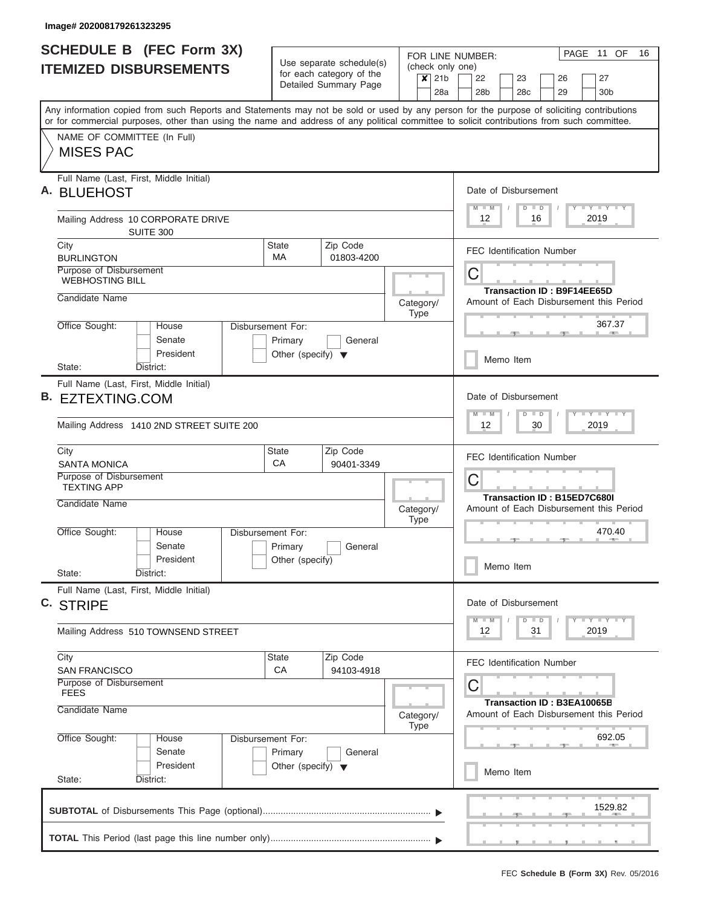Image# 202008179261323295

# SCHEDULE B (FEC Form 3X)
## ITEMIZED DISBURSEMENTS

Use separate schedule(s) for each category of the Detailed Summary Page

FOR LINE NUMBER: (check only one)

- [x] 21b
- [ ] 22
- [ ] 23
- [ ] 26
- [ ] 27
- [ ] 28a
- [ ] 28b
- [ ] 28c
- [ ] 29
- [ ] 30b

PAGE 11 OF 16

Any information copied from such Reports and Statements may not be sold or used by any person for the purpose of soliciting contributions or for commercial purposes, other than using the name and address of any political committee to solicit contributions from such committee.

NAME OF COMMITTEE (In Full)

MISES PAC

---

**A.** Full Name (Last, First, Middle Initial): BLUEHOST

Mailing Address: 10 CORPORATE DRIVE SUITE 300

City: BURLINGTON | State: MA | Zip Code: 01803-4200

Purpose of Disbursement: WEBHOSTING BILL

Candidate Name:

Category/Type:

Office Sought: House / Senate / President

State: District:

Disbursement For: Primary / General / Other (specify)

Date of Disbursement: 12 / 16 / 2019

FEC Identification Number: C

Transaction ID : B9F14EE65D

Amount of Each Disbursement this Period: 367.37

Memo Item

---

**B.** Full Name (Last, First, Middle Initial): EZTEXTING.COM

Mailing Address: 1410 2ND STREET SUITE 200

City: SANTA MONICA | State: CA | Zip Code: 90401-3349

Purpose of Disbursement: TEXTING APP

Candidate Name:

Category/Type:

Office Sought: House / Senate / President

State: District:

Disbursement For: Primary / General / Other (specify)

Date of Disbursement: 12 / 30 / 2019

FEC Identification Number: C

Transaction ID : B15ED7C680I

Amount of Each Disbursement this Period: 470.40

Memo Item

---

**C.** Full Name (Last, First, Middle Initial): STRIPE

Mailing Address: 510 TOWNSEND STREET

City: SAN FRANCISCO | State: CA | Zip Code: 94103-4918

Purpose of Disbursement: FEES

Candidate Name:

Category/Type:

Office Sought: House / Senate / President

State: District:

Disbursement For: Primary / General / Other (specify)

Date of Disbursement: 12 / 31 / 2019

FEC Identification Number: C

Transaction ID : B3EA10065E

Amount of Each Disbursement this Period: 692.05

Memo Item

---

**SUBTOTAL** of Disbursements This Page (optional): 1529.82

**TOTAL** This Period (last page this line number only):

FEC **Schedule B (Form 3X)** Rev. 05/2016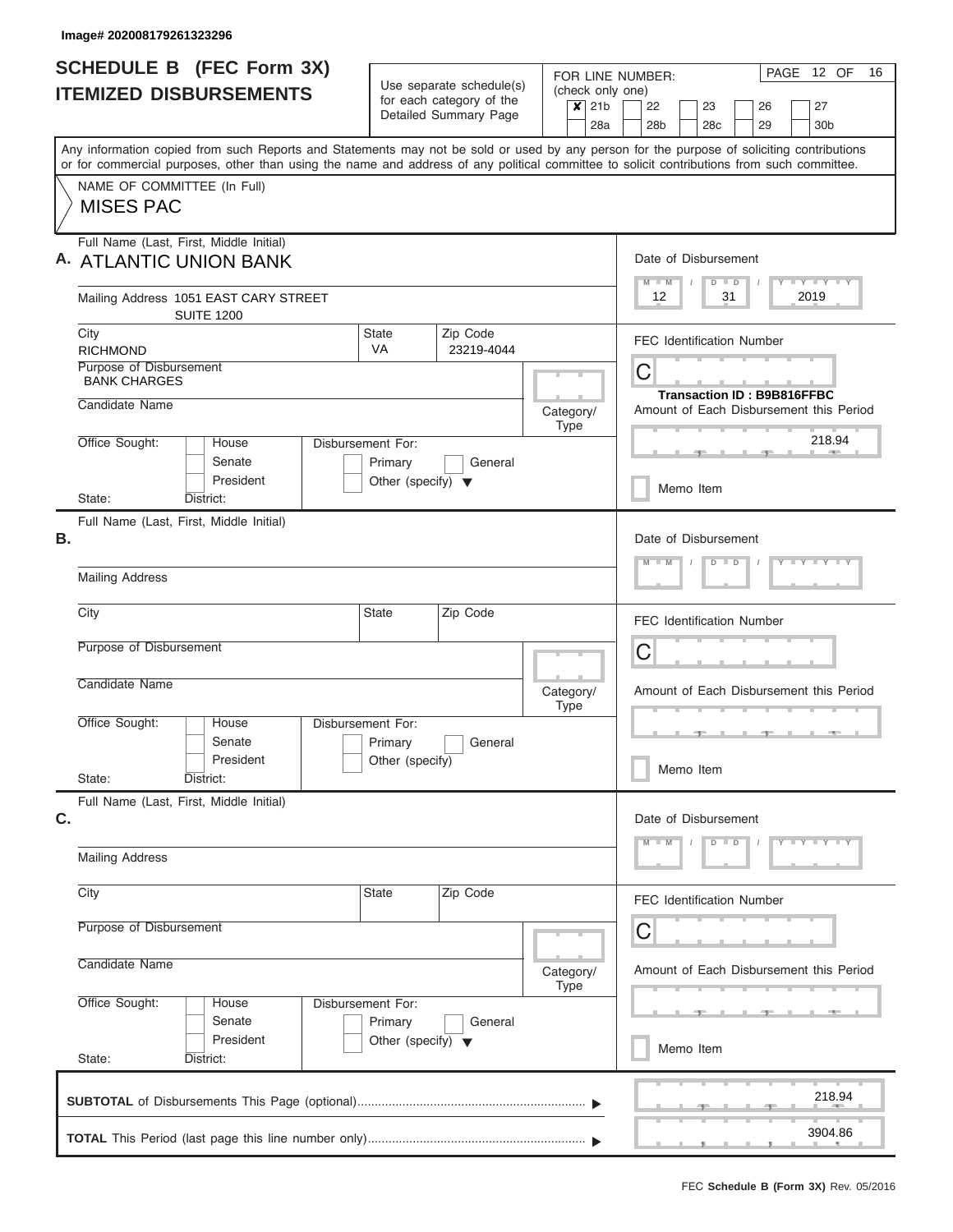Image# 202008179261323296

# SCHEDULE B (FEC Form 3X) ITEMIZED DISBURSEMENTS

Use separate schedule(s) for each category of the Detailed Summary Page

FOR LINE NUMBER: (check only one)

- [x] 21b
- [ ] 22
- [ ] 23
- [ ] 26
- [ ] 27
- [ ] 28a
- [ ] 28b
- [ ] 28c
- [ ] 29
- [ ] 30b

PAGE 12 OF 16

Any information copied from such Reports and Statements may not be sold or used by any person for the purpose of soliciting contributions or for commercial purposes, other than using the name and address of any political committee to solicit contributions from such committee.

NAME OF COMMITTEE (In Full)

MISES PAC

## A.

Full Name (Last, First, Middle Initial): ATLANTIC UNION BANK

Mailing Address: 1051 EAST CARY STREET SUITE 1200

City: RICHMOND | State: VA | Zip Code: 23219-4044

Purpose of Disbursement: BANK CHARGES

Candidate Name:

Category/Type:

Office Sought: House / Senate / President

State: District:

Disbursement For: Primary / General / Other (specify)

Date of Disbursement: 12 / 31 / 2019

FEC Identification Number: C

Transaction ID : B9B816FFBC

Amount of Each Disbursement this Period: 218.94

Memo Item

## B.

Full Name (Last, First, Middle Initial):

Mailing Address:

City: | State: | Zip Code:

Purpose of Disbursement:

Candidate Name:

Category/Type:

Office Sought: House / Senate / President

State: District:

Disbursement For: Primary / General / Other (specify)

Date of Disbursement: M M / D D / Y Y Y Y

FEC Identification Number: C

Amount of Each Disbursement this Period:

Memo Item

## C.

Full Name (Last, First, Middle Initial):

Mailing Address:

City: | State: | Zip Code:

Purpose of Disbursement:

Candidate Name:

Category/Type:

Office Sought: House / Senate / President

State: District:

Disbursement For: Primary / General / Other (specify)

Date of Disbursement: M M / D D / Y Y Y Y

FEC Identification Number: C

Amount of Each Disbursement this Period:

Memo Item

**SUBTOTAL** of Disbursements This Page (optional) ▶ 218.94

**TOTAL** This Period (last page this line number only) ▶ 3904.86

FEC **Schedule B (Form 3X)** Rev. 05/2016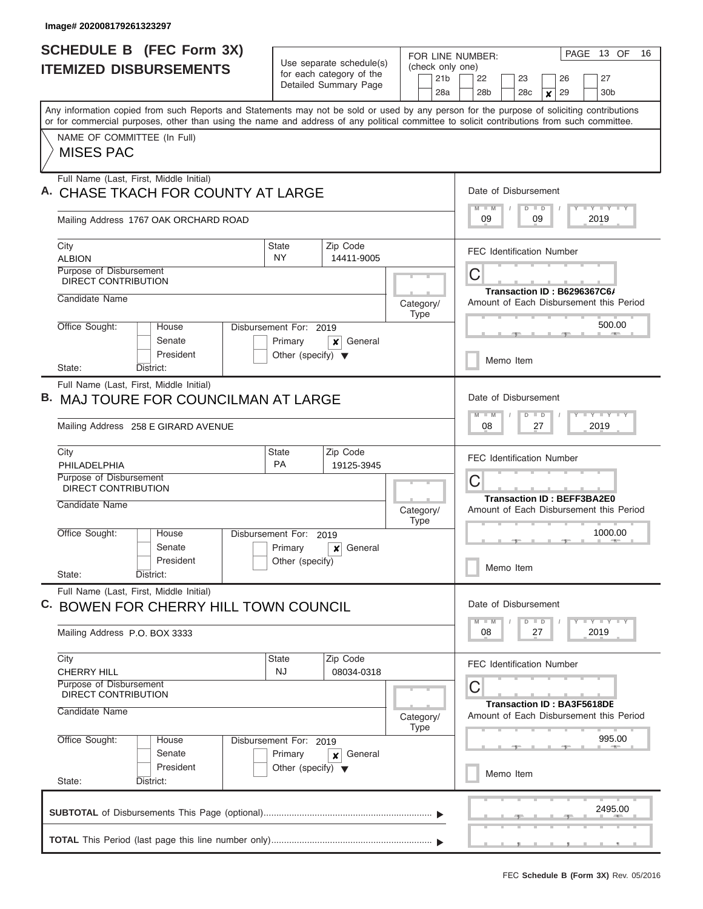Image# 202008179261323297

# SCHEDULE B (FEC Form 3X)
## ITEMIZED DISBURSEMENTS

Use separate schedule(s) for each category of the Detailed Summary Page

FOR LINE NUMBER: (check only one)

21b | 22 | 23 | 26 | 27
28a | 28b | 28c | ✘ 29 | 30b

PAGE 13 OF 16

Any information copied from such Reports and Statements may not be sold or used by any person for the purpose of soliciting contributions or for commercial purposes, other than using the name and address of any political committee to solicit contributions from such committee.

NAME OF COMMITTEE (In Full)
MISES PAC

---

**A.** Full Name (Last, First, Middle Initial)
CHASE TKACH FOR COUNTY AT LARGE

Mailing Address 1767 OAK ORCHARD ROAD

City: ALBION | State: NY | Zip Code: 14411-9005

Purpose of Disbursement: DIRECT CONTRIBUTION

Candidate Name:

Category/Type:

Office Sought: House / Senate / President
State: District:

Disbursement For: 2019 — Primary / ✘ General / Other (specify)

Date of Disbursement: 09 / 09 / 2019

FEC Identification Number: C

Transaction ID : B6296367C6A

Amount of Each Disbursement this Period: 500.00

Memo Item

---

**B.** Full Name (Last, First, Middle Initial)
MAJ TOURE FOR COUNCILMAN AT LARGE

Mailing Address 258 E GIRARD AVENUE

City: PHILADELPHIA | State: PA | Zip Code: 19125-3945

Purpose of Disbursement: DIRECT CONTRIBUTION

Candidate Name:

Category/Type:

Office Sought: House / Senate / President
State: District:

Disbursement For: 2019 — Primary / ✘ General / Other (specify)

Date of Disbursement: 08 / 27 / 2019

FEC Identification Number: C

Transaction ID : BEFF3BA2E0

Amount of Each Disbursement this Period: 1000.00

Memo Item

---

**C.** Full Name (Last, First, Middle Initial)
BOWEN FOR CHERRY HILL TOWN COUNCIL

Mailing Address P.O. BOX 3333

City: CHERRY HILL | State: NJ | Zip Code: 08034-0318

Purpose of Disbursement: DIRECT CONTRIBUTION

Candidate Name:

Category/Type:

Office Sought: House / Senate / President
State: District:

Disbursement For: 2019 — Primary / ✘ General / Other (specify)

Date of Disbursement: 08 / 27 / 2019

FEC Identification Number: C

Transaction ID : BA3F5618DE

Amount of Each Disbursement this Period: 995.00

Memo Item

---

**SUBTOTAL** of Disbursements This Page (optional): 2495.00

**TOTAL** This Period (last page this line number only):

FEC **Schedule B (Form 3X)** Rev. 05/2016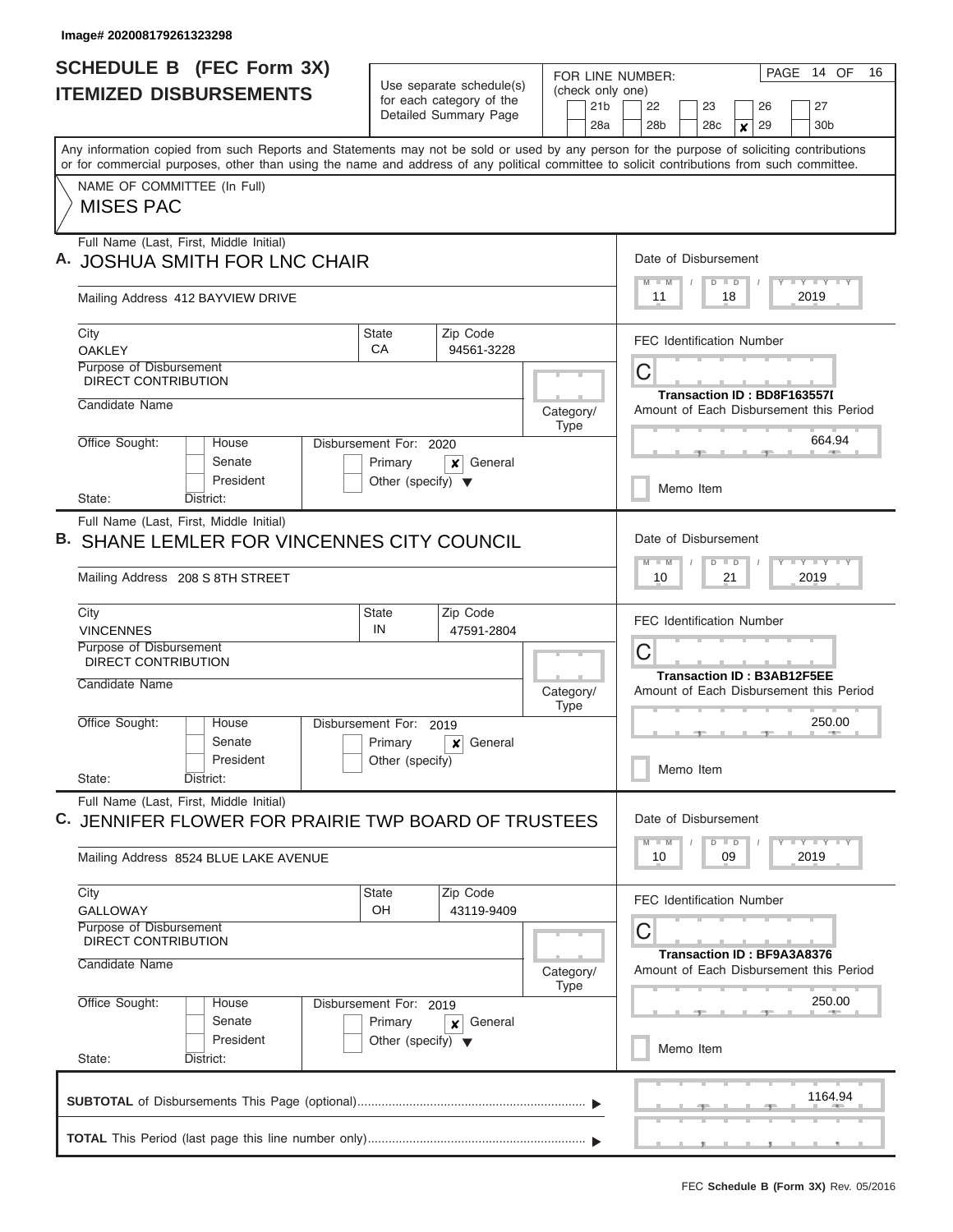Image# 202008179261323298

# SCHEDULE B (FEC Form 3X)
## ITEMIZED DISBURSEMENTS

Use separate schedule(s) for each category of the Detailed Summary Page

FOR LINE NUMBER: (check only one)

21b | 22 | 23 | 26 | 27
28a | 28b | 28c | **x** 29 | 30b

PAGE 14 OF 16

Any information copied from such Reports and Statements may not be sold or used by any person for the purpose of soliciting contributions or for commercial purposes, other than using the name and address of any political committee to solicit contributions from such committee.

NAME OF COMMITTEE (In Full)

MISES PAC

---

**A.** Full Name (Last, First, Middle Initial)
JOSHUA SMITH FOR LNC CHAIR

Mailing Address 412 BAYVIEW DRIVE

City: OAKLEY | State: CA | Zip Code: 94561-3228

Purpose of Disbursement: DIRECT CONTRIBUTION

Candidate Name:

Category/Type:

Office Sought: House / Senate / President

State: District:

Disbursement For: 2020 — Primary / **x** General / Other (specify)

Date of Disbursement: 11 / 18 / 2019

FEC Identification Number: C

Transaction ID : BD8F163557I

Amount of Each Disbursement this Period: 664.94

Memo Item

---

**B.** Full Name (Last, First, Middle Initial)
SHANE LEMLER FOR VINCENNES CITY COUNCIL

Mailing Address 208 S 8TH STREET

City: VINCENNES | State: IN | Zip Code: 47591-2804

Purpose of Disbursement: DIRECT CONTRIBUTION

Candidate Name:

Category/Type:

Office Sought: House / Senate / President

State: District:

Disbursement For: 2019 — Primary / **x** General / Other (specify)

Date of Disbursement: 10 / 21 / 2019

FEC Identification Number: C

Transaction ID : B3AB12F5EE

Amount of Each Disbursement this Period: 250.00

Memo Item

---

**C.** Full Name (Last, First, Middle Initial)
JENNIFER FLOWER FOR PRAIRIE TWP BOARD OF TRUSTEES

Mailing Address 8524 BLUE LAKE AVENUE

City: GALLOWAY | State: OH | Zip Code: 43119-9409

Purpose of Disbursement: DIRECT CONTRIBUTION

Candidate Name:

Category/Type:

Office Sought: House / Senate / President

State: District:

Disbursement For: 2019 — Primary / **x** General / Other (specify)

Date of Disbursement: 10 / 09 / 2019

FEC Identification Number: C

Transaction ID : BF9A3A8376

Amount of Each Disbursement this Period: 250.00

Memo Item

---

**SUBTOTAL** of Disbursements This Page (optional) ▶ 1164.94

**TOTAL** This Period (last page this line number only) ▶

FEC **Schedule B (Form 3X)** Rev. 05/2016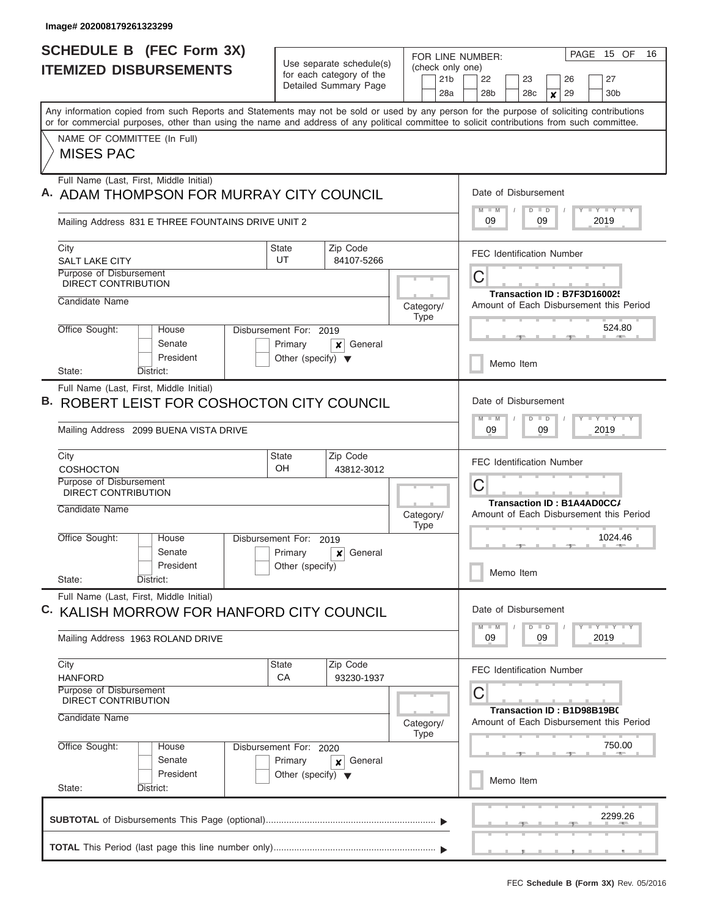Image# 202008179261323299

# SCHEDULE B (FEC Form 3X) ITEMIZED DISBURSEMENTS

Use separate schedule(s) for each category of the Detailed Summary Page

FOR LINE NUMBER: (check only one)

21b | 22 | 23 | 26 | 27
28a | 28b | 28c | ✘ 29 | 30b

PAGE 15 OF 16

Any information copied from such Reports and Statements may not be sold or used by any person for the purpose of soliciting contributions or for commercial purposes, other than using the name and address of any political committee to solicit contributions from such committee.

NAME OF COMMITTEE (In Full)
MISES PAC

---

**A.** Full Name (Last, First, Middle Initial)
ADAM THOMPSON FOR MURRAY CITY COUNCIL

Mailing Address 831 E THREE FOUNTAINS DRIVE UNIT 2

City: SALT LAKE CITY | State: UT | Zip Code: 84107-5266

Purpose of Disbursement: DIRECT CONTRIBUTION

Candidate Name

Category/Type

Office Sought: House / Senate / President
State: District:

Disbursement For: 2019 — Primary / ✘ General / Other (specify)

Date of Disbursement: 09 / 09 / 2019

FEC Identification Number: C

Transaction ID : B7F3D16002$

Amount of Each Disbursement this Period: 524.80

Memo Item

---

**B.** Full Name (Last, First, Middle Initial)
ROBERT LEIST FOR COSHOCTON CITY COUNCIL

Mailing Address 2099 BUENA VISTA DRIVE

City: COSHOCTON | State: OH | Zip Code: 43812-3012

Purpose of Disbursement: DIRECT CONTRIBUTION

Candidate Name

Category/Type

Office Sought: House / Senate / President
State: District:

Disbursement For: 2019 — Primary / ✘ General / Other (specify)

Date of Disbursement: 09 / 09 / 2019

FEC Identification Number: C

Transaction ID : B1A4AD0CC/

Amount of Each Disbursement this Period: 1024.46

Memo Item

---

**C.** Full Name (Last, First, Middle Initial)
KALISH MORROW FOR HANFORD CITY COUNCIL

Mailing Address 1963 ROLAND DRIVE

City: HANFORD | State: CA | Zip Code: 93230-1937

Purpose of Disbursement: DIRECT CONTRIBUTION

Candidate Name

Category/Type

Office Sought: House / Senate / President
State: District:

Disbursement For: 2020 — Primary / ✘ General / Other (specify)

Date of Disbursement: 09 / 09 / 2019

FEC Identification Number: C

Transaction ID : B1D98B19BC

Amount of Each Disbursement this Period: 750.00

Memo Item

---

**SUBTOTAL** of Disbursements This Page (optional) ▶ 2299.26

**TOTAL** This Period (last page this line number only) ▶

FEC **Schedule B (Form 3X)** Rev. 05/2016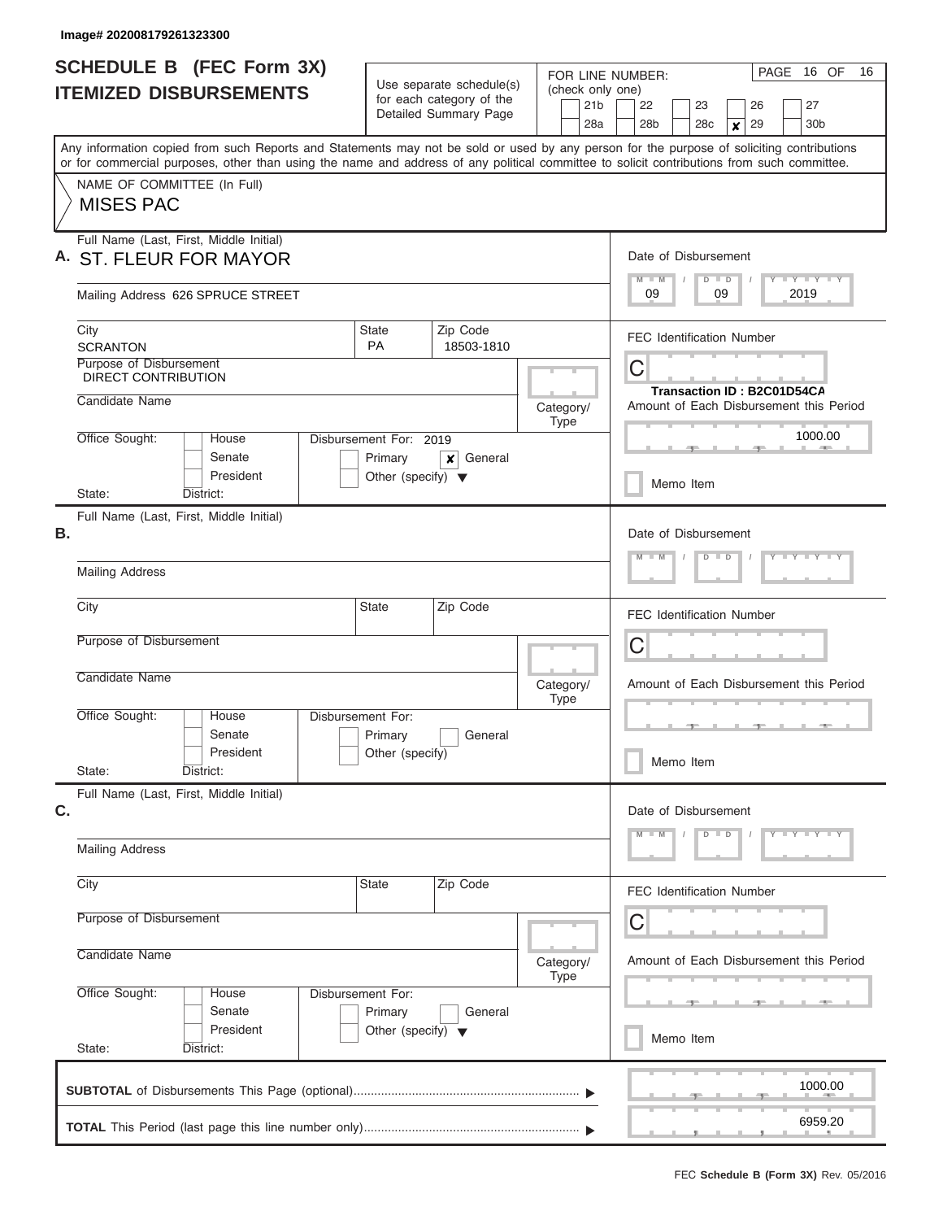Image# 202008179261323300

# SCHEDULE B (FEC Form 3X)
# ITEMIZED DISBURSEMENTS

Use separate schedule(s) for each category of the Detailed Summary Page

FOR LINE NUMBER: (check only one)

21b | 22 | 23 | 26 | 27
28a | 28b | 28c | x 29 | 30b

PAGE 16 OF 16

Any information copied from such Reports and Statements may not be sold or used by any person for the purpose of soliciting contributions or for commercial purposes, other than using the name and address of any political committee to solicit contributions from such committee.

NAME OF COMMITTEE (In Full)
MISES PAC

**A.** Full Name (Last, First, Middle Initial): ST. FLEUR FOR MAYOR

Mailing Address: 626 SPRUCE STREET

City: SCRANTON | State: PA | Zip Code: 18503-1810

Purpose of Disbursement: DIRECT CONTRIBUTION

Candidate Name:

Category/Type:

Office Sought: House / Senate / President

State: | District:

Disbursement For: 2019 | Primary | x General | Other (specify)

Date of Disbursement: 09 / 09 / 2019

FEC Identification Number: C

Transaction ID : B2C01D54CA

Amount of Each Disbursement this Period: 1000.00

Memo Item

**B.** Full Name (Last, First, Middle Initial):

Mailing Address

City | State | Zip Code

Purpose of Disbursement

Candidate Name

Category/Type

Office Sought: House / Senate / President

State: | District:

Disbursement For: Primary | General | Other (specify)

Date of Disbursement: M M / D D / Y Y Y Y

FEC Identification Number: C

Amount of Each Disbursement this Period

Memo Item

**C.** Full Name (Last, First, Middle Initial):

Mailing Address

City | State | Zip Code

Purpose of Disbursement

Candidate Name

Category/Type

Office Sought: House / Senate / President

State: | District:

Disbursement For: Primary | General | Other (specify)

Date of Disbursement: M M / D D / Y Y Y Y

FEC Identification Number: C

Amount of Each Disbursement this Period

Memo Item

**SUBTOTAL** of Disbursements This Page (optional): 1000.00

**TOTAL** This Period (last page this line number only): 6959.20

FEC **Schedule B (Form 3X)** Rev. 05/2016